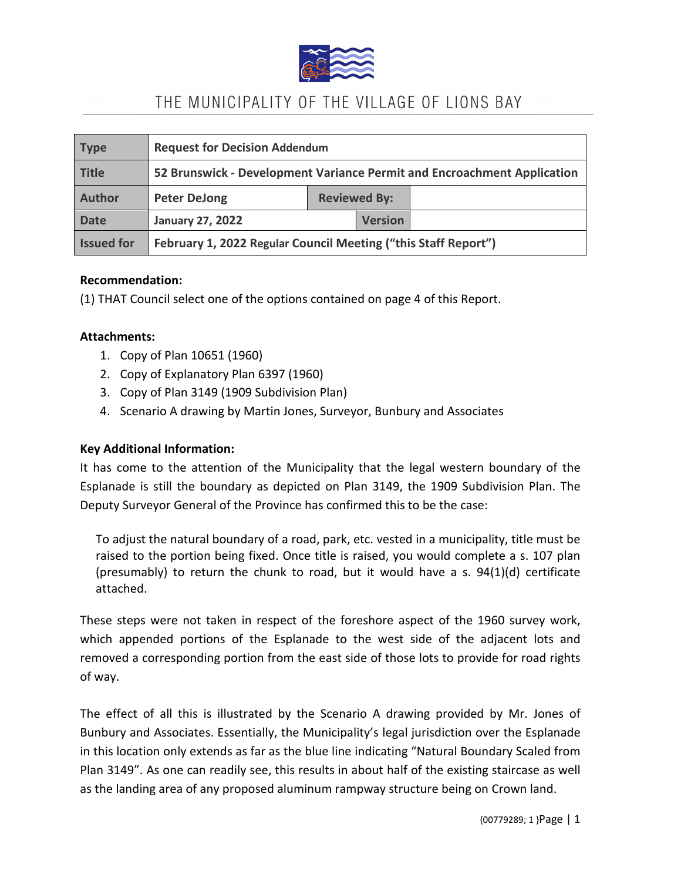THE MUNICIPALITY OF THE VILLAGE OF LIONS BAY

| Type | Request for Decision Addendum | | |
|---|---|---|---|
| Title | 52 Brunswick - Development Variance Permit and Encroachment Application | | |
| Author | Peter DeJong | Reviewed By: | |
| Date | January 27, 2022 | Version | |
| Issued for | February 1, 2022 Regular Council Meeting ("this Staff Report") | | |

**Recommendation:**

(1) THAT Council select one of the options contained on page 4 of this Report.

**Attachments:**

1. Copy of Plan 10651 (1960)
2. Copy of Explanatory Plan 6397 (1960)
3. Copy of Plan 3149 (1909 Subdivision Plan)
4. Scenario A drawing by Martin Jones, Surveyor, Bunbury and Associates

**Key Additional Information:**

It has come to the attention of the Municipality that the legal western boundary of the Esplanade is still the boundary as depicted on Plan 3149, the 1909 Subdivision Plan. The Deputy Surveyor General of the Province has confirmed this to be the case:

> To adjust the natural boundary of a road, park, etc. vested in a municipality, title must be raised to the portion being fixed. Once title is raised, you would complete a s. 107 plan (presumably) to return the chunk to road, but it would have a s. 94(1)(d) certificate attached.

These steps were not taken in respect of the foreshore aspect of the 1960 survey work, which appended portions of the Esplanade to the west side of the adjacent lots and removed a corresponding portion from the east side of those lots to provide for road rights of way.

The effect of all this is illustrated by the Scenario A drawing provided by Mr. Jones of Bunbury and Associates. Essentially, the Municipality's legal jurisdiction over the Esplanade in this location only extends as far as the blue line indicating "Natural Boundary Scaled from Plan 3149". As one can readily see, this results in about half of the existing staircase as well as the landing area of any proposed aluminum rampway structure being on Crown land.

{00779289; 1 }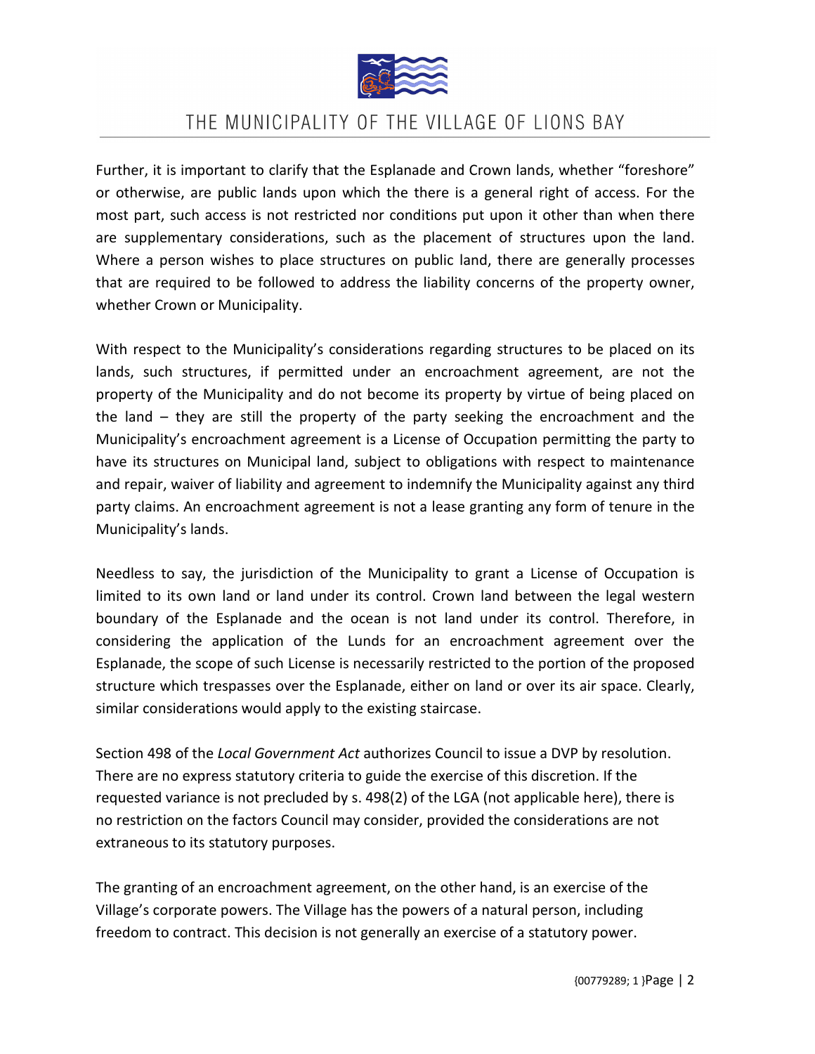Further, it is important to clarify that the Esplanade and Crown lands, whether "foreshore" or otherwise, are public lands upon which the there is a general right of access. For the most part, such access is not restricted nor conditions put upon it other than when there are supplementary considerations, such as the placement of structures upon the land. Where a person wishes to place structures on public land, there are generally processes that are required to be followed to address the liability concerns of the property owner, whether Crown or Municipality.

With respect to the Municipality's considerations regarding structures to be placed on its lands, such structures, if permitted under an encroachment agreement, are not the property of the Municipality and do not become its property by virtue of being placed on the land – they are still the property of the party seeking the encroachment and the Municipality's encroachment agreement is a License of Occupation permitting the party to have its structures on Municipal land, subject to obligations with respect to maintenance and repair, waiver of liability and agreement to indemnify the Municipality against any third party claims. An encroachment agreement is not a lease granting any form of tenure in the Municipality's lands.

Needless to say, the jurisdiction of the Municipality to grant a License of Occupation is limited to its own land or land under its control. Crown land between the legal western boundary of the Esplanade and the ocean is not land under its control. Therefore, in considering the application of the Lunds for an encroachment agreement over the Esplanade, the scope of such License is necessarily restricted to the portion of the proposed structure which trespasses over the Esplanade, either on land or over its air space. Clearly, similar considerations would apply to the existing staircase.

Section 498 of the *Local Government Act* authorizes Council to issue a DVP by resolution. There are no express statutory criteria to guide the exercise of this discretion. If the requested variance is not precluded by s. 498(2) of the LGA (not applicable here), there is no restriction on the factors Council may consider, provided the considerations are not extraneous to its statutory purposes.

The granting of an encroachment agreement, on the other hand, is an exercise of the Village's corporate powers. The Village has the powers of a natural person, including freedom to contract. This decision is not generally an exercise of a statutory power.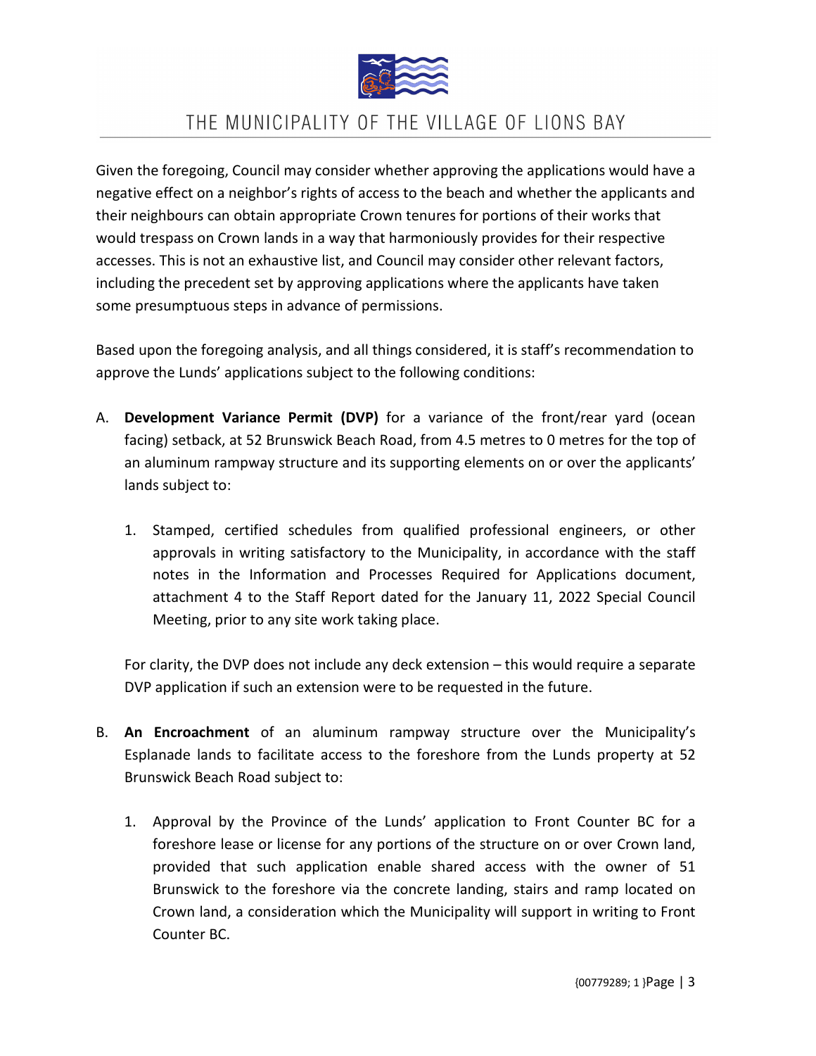Given the foregoing, Council may consider whether approving the applications would have a negative effect on a neighbor's rights of access to the beach and whether the applicants and their neighbours can obtain appropriate Crown tenures for portions of their works that would trespass on Crown lands in a way that harmoniously provides for their respective accesses. This is not an exhaustive list, and Council may consider other relevant factors, including the precedent set by approving applications where the applicants have taken some presumptuous steps in advance of permissions.

Based upon the foregoing analysis, and all things considered, it is staff's recommendation to approve the Lunds' applications subject to the following conditions:

A. **Development Variance Permit (DVP)** for a variance of the front/rear yard (ocean facing) setback, at 52 Brunswick Beach Road, from 4.5 metres to 0 metres for the top of an aluminum rampway structure and its supporting elements on or over the applicants' lands subject to:

   1. Stamped, certified schedules from qualified professional engineers, or other approvals in writing satisfactory to the Municipality, in accordance with the staff notes in the Information and Processes Required for Applications document, attachment 4 to the Staff Report dated for the January 11, 2022 Special Council Meeting, prior to any site work taking place.

   For clarity, the DVP does not include any deck extension – this would require a separate DVP application if such an extension were to be requested in the future.

B. **An Encroachment** of an aluminum rampway structure over the Municipality's Esplanade lands to facilitate access to the foreshore from the Lunds property at 52 Brunswick Beach Road subject to:

   1. Approval by the Province of the Lunds' application to Front Counter BC for a foreshore lease or license for any portions of the structure on or over Crown land, provided that such application enable shared access with the owner of 51 Brunswick to the foreshore via the concrete landing, stairs and ramp located on Crown land, a consideration which the Municipality will support in writing to Front Counter BC.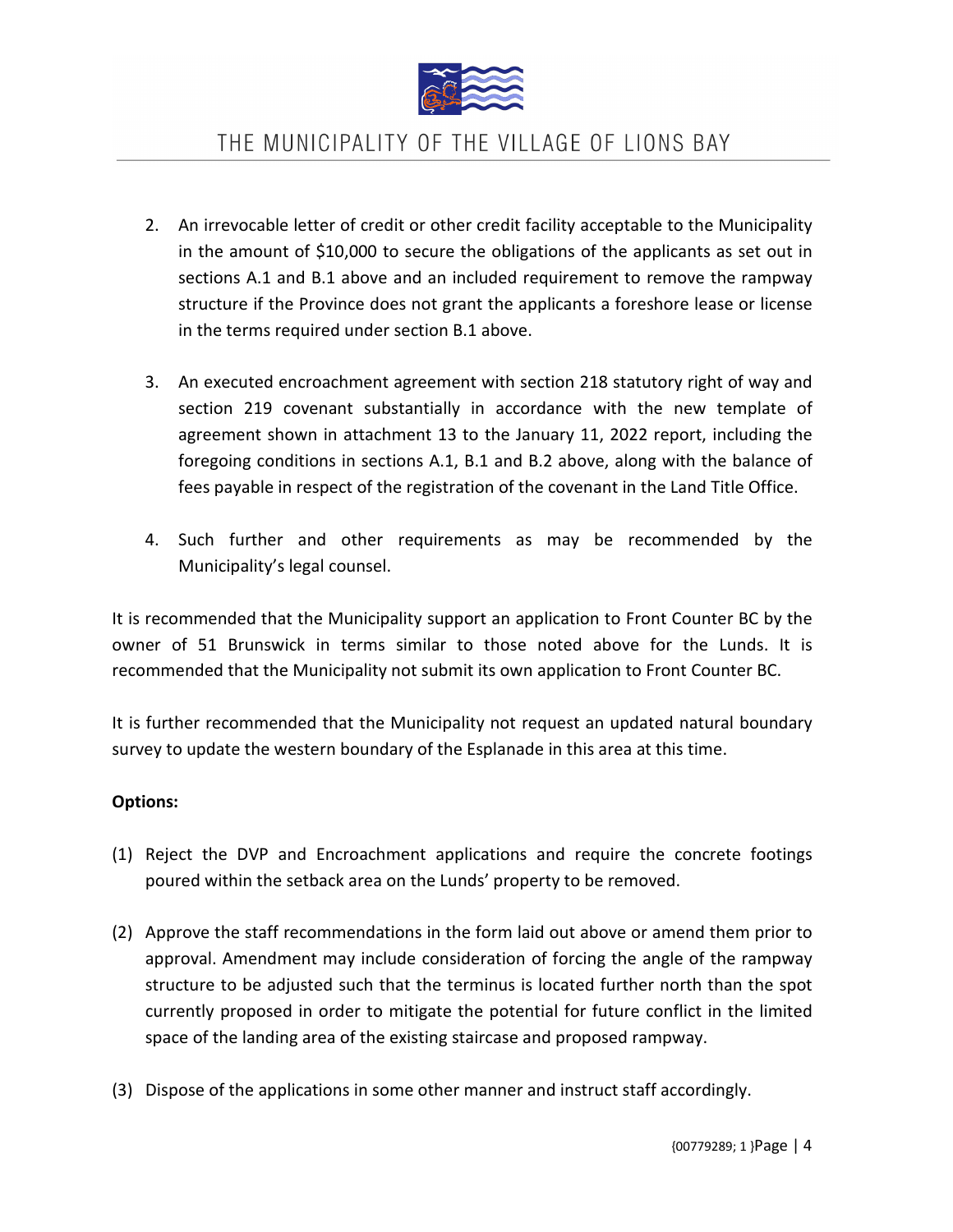2. An irrevocable letter of credit or other credit facility acceptable to the Municipality in the amount of $10,000 to secure the obligations of the applicants as set out in sections A.1 and B.1 above and an included requirement to remove the rampway structure if the Province does not grant the applicants a foreshore lease or license in the terms required under section B.1 above.

3. An executed encroachment agreement with section 218 statutory right of way and section 219 covenant substantially in accordance with the new template of agreement shown in attachment 13 to the January 11, 2022 report, including the foregoing conditions in sections A.1, B.1 and B.2 above, along with the balance of fees payable in respect of the registration of the covenant in the Land Title Office.

4. Such further and other requirements as may be recommended by the Municipality's legal counsel.

It is recommended that the Municipality support an application to Front Counter BC by the owner of 51 Brunswick in terms similar to those noted above for the Lunds. It is recommended that the Municipality not submit its own application to Front Counter BC.

It is further recommended that the Municipality not request an updated natural boundary survey to update the western boundary of the Esplanade in this area at this time.

**Options:**

(1) Reject the DVP and Encroachment applications and require the concrete footings poured within the setback area on the Lunds' property to be removed.

(2) Approve the staff recommendations in the form laid out above or amend them prior to approval. Amendment may include consideration of forcing the angle of the rampway structure to be adjusted such that the terminus is located further north than the spot currently proposed in order to mitigate the potential for future conflict in the limited space of the landing area of the existing staircase and proposed rampway.

(3) Dispose of the applications in some other manner and instruct staff accordingly.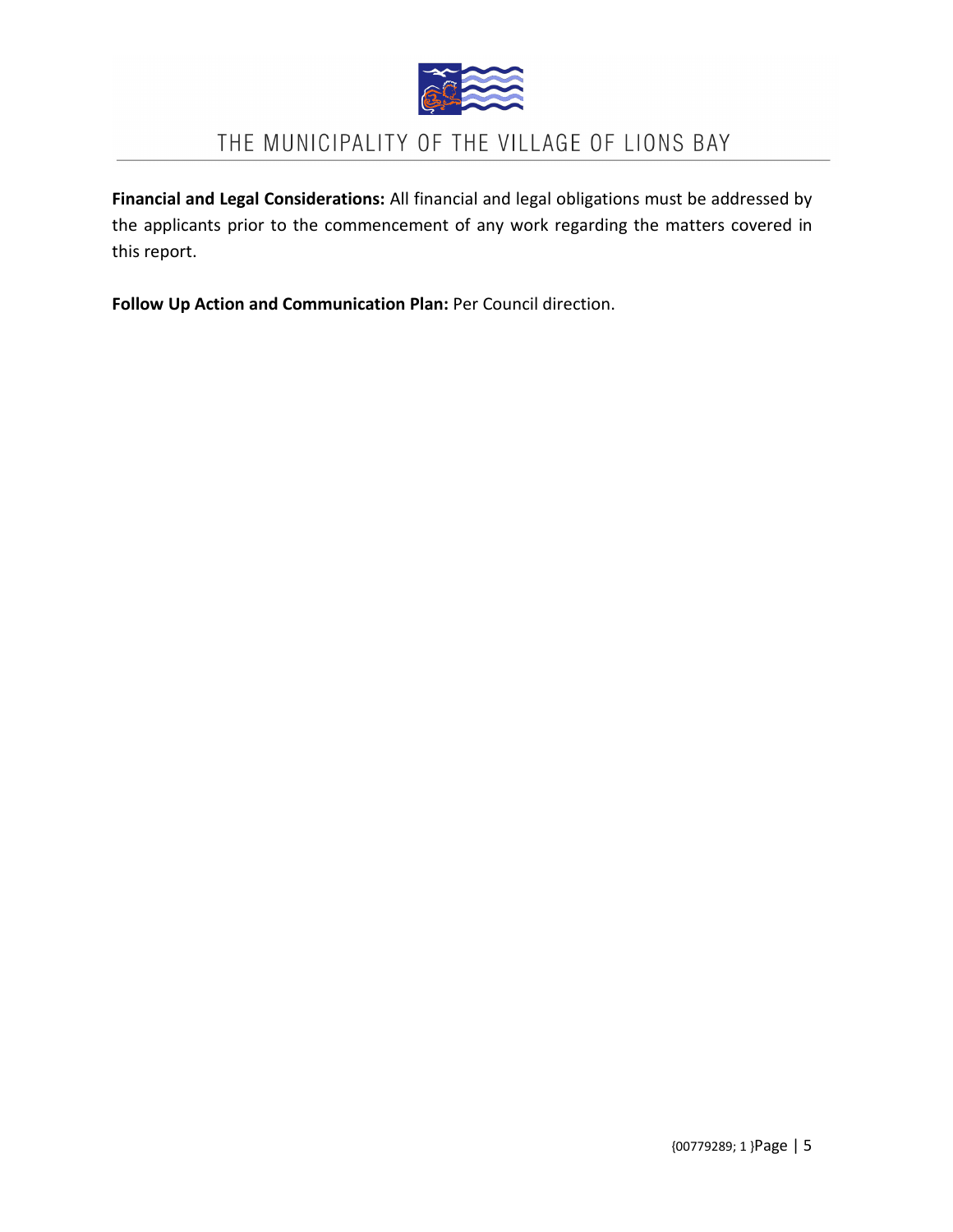**Financial and Legal Considerations:** All financial and legal obligations must be addressed by the applicants prior to the commencement of any work regarding the matters covered in this report.

**Follow Up Action and Communication Plan:** Per Council direction.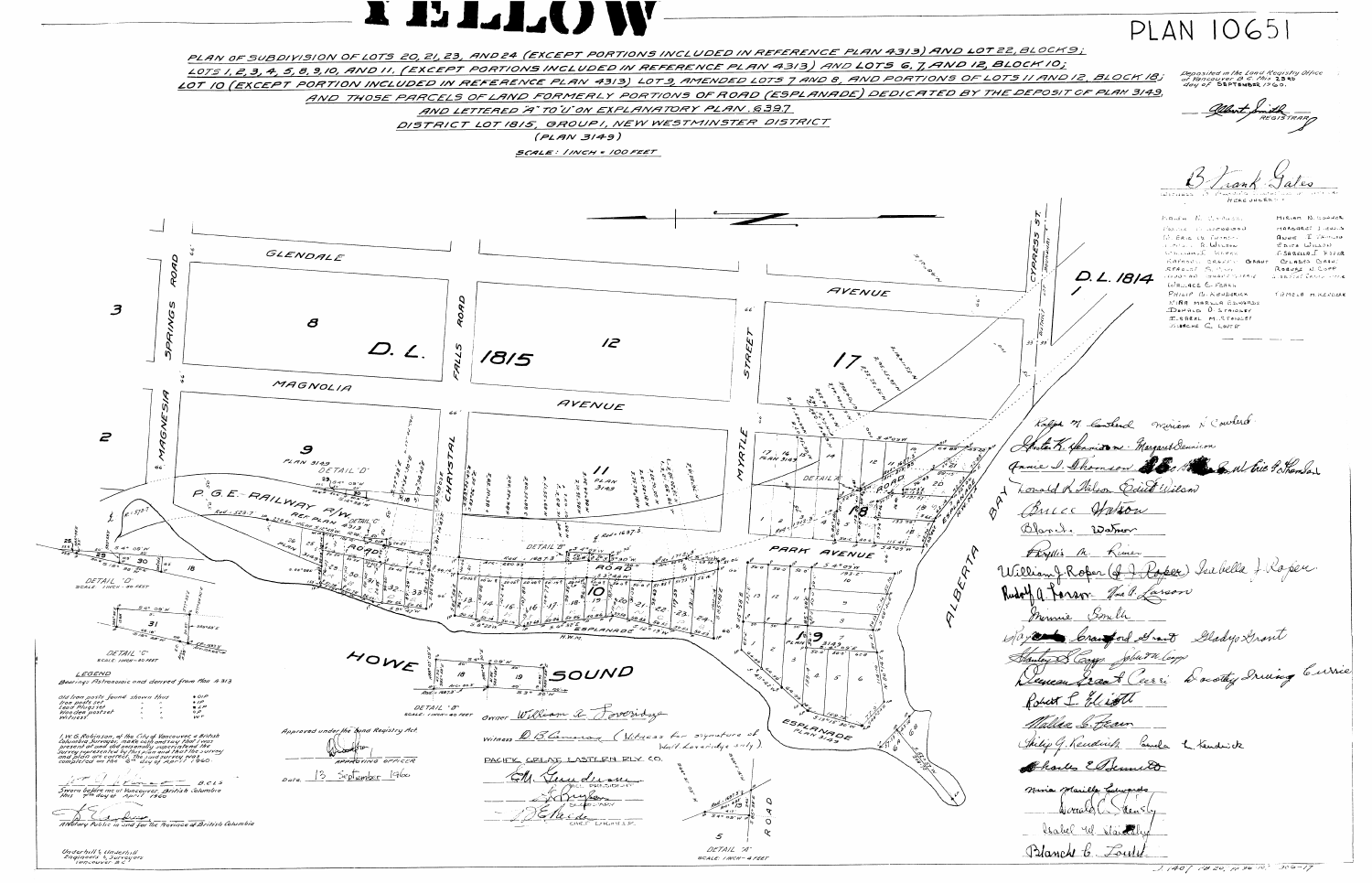# YELLOW

# PLAN 10651

PLAN OF SUBDIVISION OF LOTS 20, 21, 23, AND 24 (EXCEPT PORTIONS INCLUDED IN REFERENCE PLAN 4313) AND LOT 22, BLOCK 9; LOTS 1, 2, 3, 4, 5, 8, 9, 10, AND 11, (EXCEPT PORTIONS INCLUDED IN REFERENCE PLAN 4313) AND LOTS 6, 7, AND 12, BLOCK 10; LOT 10 (EXCEPT PORTION INCLUDED IN REFERENCE PLAN 4313) LOT 9, AMENDED LOTS 7 AND 8, AND PORTIONS OF LOTS 11 AND 12, BLOCK 18; AND THOSE PARCELS OF LAND FORMERLY PORTIONS OF ROAD (ESPLANADE) DEDICATED BY THE DEPOSIT OF PLAN 3149, AND LETTERED "A" TO "U" ON EXPLANATORY PLAN 6397

DISTRICT LOT 1815, GROUP 1, NEW WESTMINSTER DISTRICT

(PLAN 3149)

SCALE: 1 INCH = 100 FEET

Deposited in the Land Registry Office at Vancouver B.C. this 23rd day of SEPTEMBER 1960.

Albert Smith, REGISTRAR

B. Frank Gales

GLENDALE AVENUE — MAGNOLIA AVENUE — SPRINGS ROAD — MAGNESIA ROAD — FALLS ROAD — CHRYSTAL ROAD — MYRTLE STREET — CYPRESS ST. — PARK AVENUE — ESPLANADE — ALBERTA BAY — HOWE SOUND — D.L. 1815 — D.L. 1814 — P.G.E. RAILWAY R/W REF. PLAN 4313

DETAIL "A" SCALE: 1 INCH = 4 FEET

DETAIL "B" SCALE: 1 INCH = 40 FEET

DETAIL "C" SCALE: 1 INCH = 40 FEET

DETAIL "D" SCALE: 1 INCH = 40 FEET

## LEGEND

Bearings Astronomic and derived from Plan 4313

Old iron posts found shown thus
Iron posts set
Lead Plugs set
Wooden post set
Witness

I, W.G. Robinson, of the City of Vancouver, a British Columbia Surveyor, make oath and say that I was present at and did personally superintend the survey represented by this plan and that the survey and plan are correct. The said survey was completed on the 8th day of April 1960.

B.C.L.S.

Sworn before me at Vancouver, British Columbia this 7th day of April 1960

A Notary Public in and for the Province of British Columbia

Approved under the Land Registry Act.

APPROVING OFFICER

Date 13 September 1960

Owner William A. Loveridge

Witness D.B. Cameron (Witness for signature of Wm. Loveridge only).

PACIFIC GREAT EASTERN RLY. CO.

VICE PRESIDENT

SECRETARY

CHIEF ENGINEER

Underhill & Underhill
Engineers & Surveyors
Vancouver B.C.

Ralph M. Cowlard — Miriam N. Cowlard
Hector K. Dennison — Margaret Dennison
Annie I. Thomson — Eric G. Thomson
Donald K. Watson — Edith Wilson
Bruce Watson
Blanch Watson
Phyllis M. Rimer
William J. Roper (W.J. Roper) — Isabella J. Roper
Rudolf A. Larson — Ines E. Larson
Minnie Smith
Raymond Crawford Grant — Gladys Grant
Stanley S. Capp — Sybil M. Capp
Duncan Grant Currie — Dorothy Irving Currie
Robert L. Elliott
Wallace C. Bean
Philip G. Kendrick — Pamela L. Kendrick
Charles E. Bennett
Maria Marilla Edwards
Donald C. Stansby
Isabel M. Stansby
Blanche C. Louth

J. 1401 PB 20, M 36102 306-17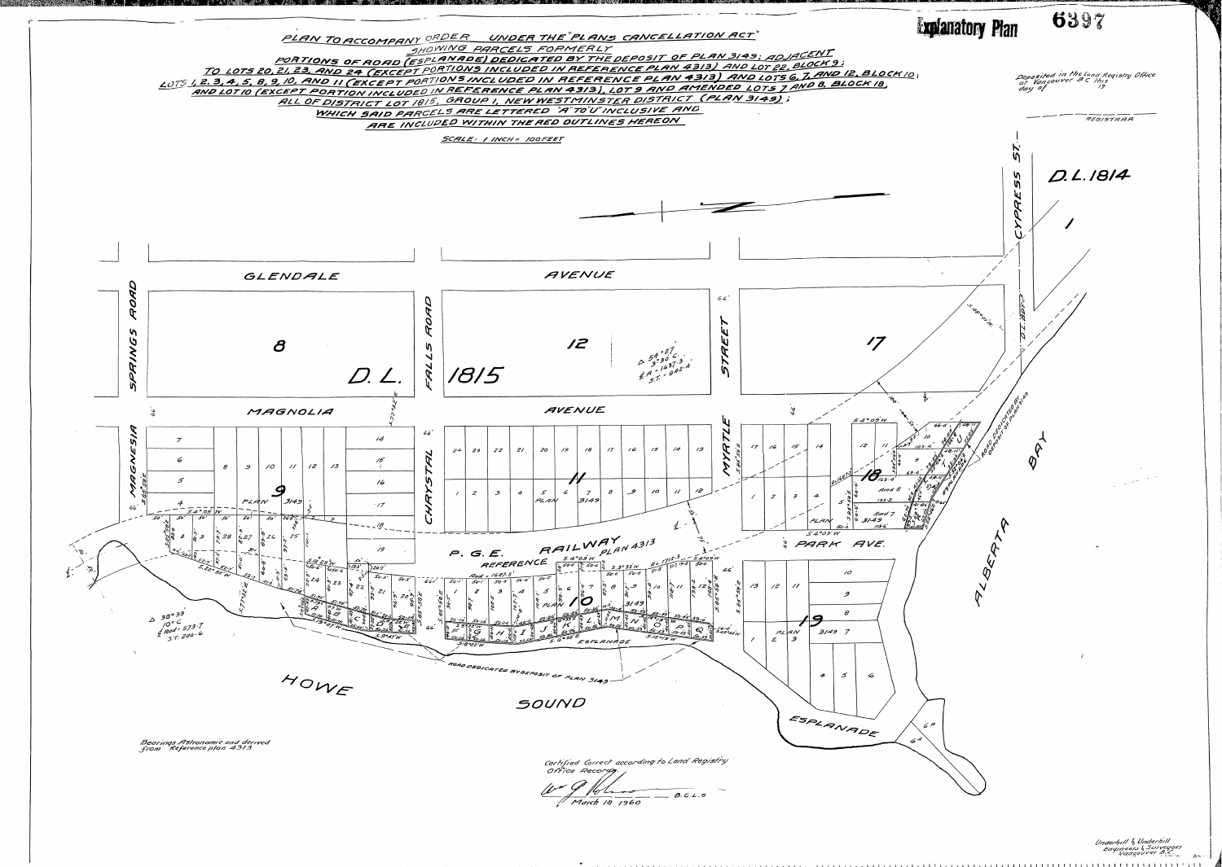**Explanatory Plan 6397**

# PLAN TO ACCOMPANY ORDER UNDER THE "PLANS CANCELLATION ACT" SHOWING PARCELS FORMERLY PORTIONS OF ROAD (ESPLANADE) DEDICATED BY THE DEPOSIT OF PLAN 3149; ADJACENT TO LOTS 20, 21, 23, AND 24 (EXCEPT PORTIONS INCLUDED IN REFERENCE PLAN 4313) AND LOT 22, BLOCK 9; LOTS 1, 2, 3, 4, 5, 8, 9, 10, AND 11 (EXCEPT PORTIONS INCLUDED IN REFERENCE PLAN 4313) AND LOTS 6, 7, AND 12, BLOCK 10; AND LOT 10 (EXCEPT PORTION INCLUDED IN REFERENCE PLAN 4313), LOT 9 AND AMENDED LOTS 7 AND 8, BLOCK 18, ALL OF DISTRICT LOT 1815, GROUP 1, NEW WESTMINSTER DISTRICT (PLAN 3149); WHICH SAID PARCELS ARE LETTERED "A" TO "U" INCLUSIVE AND ARE INCLUDED WITHIN THE RED OUTLINES HEREON

SCALE: 1 INCH = 100 FEET

Deposited in the Land Registry Office at Vancouver B.C. this ____ day of ____ 19__

REGISTRAR

Bearings Astronomic and derived from Reference plan 4313

Certified Correct according to Land Registry Office Records.

March 18 1960 — B.C.L.S.

Underhill & Underhill
Engineers & Surveyors
Vancouver B.C.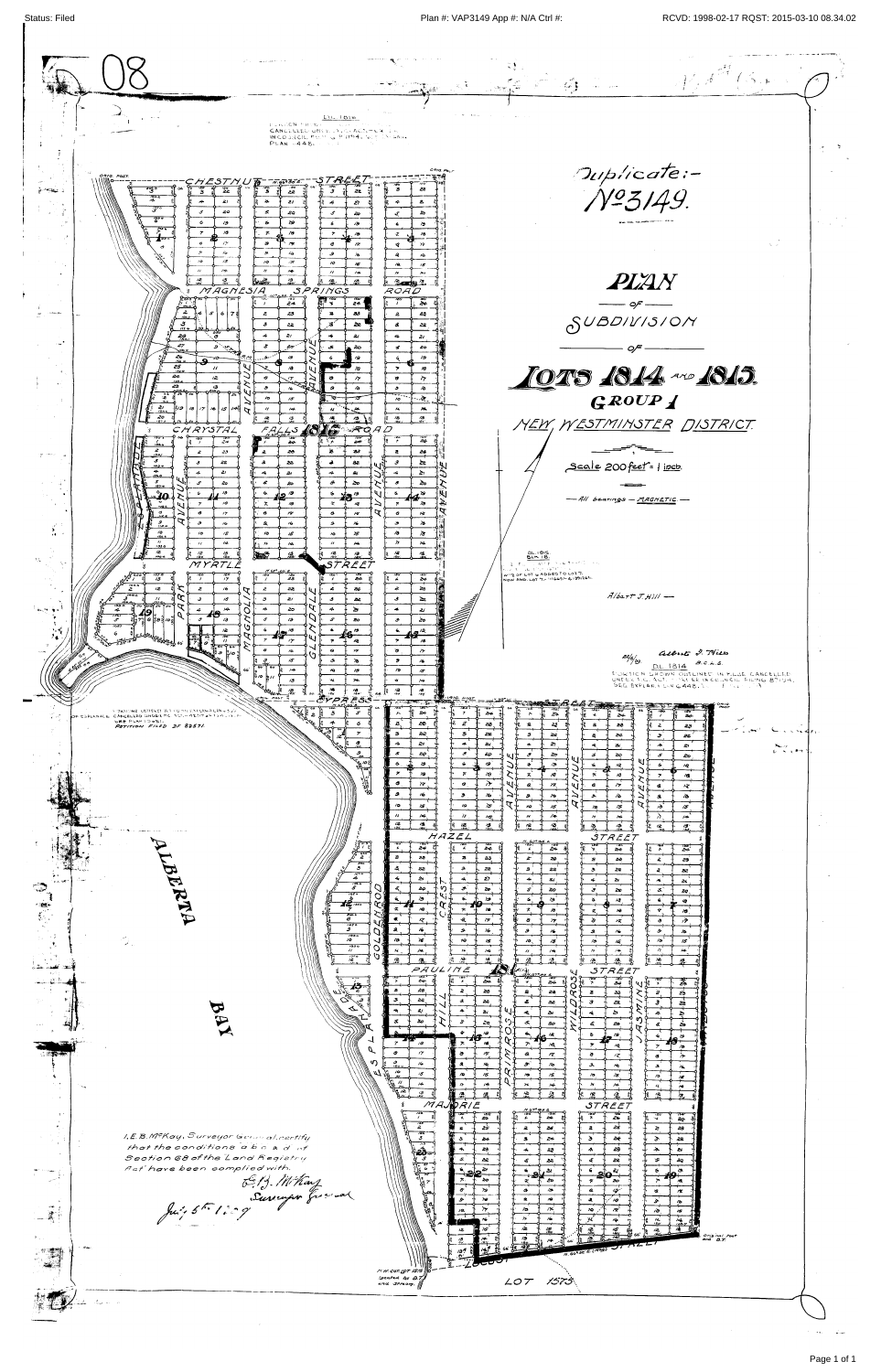Duplicate:-
№ 3149.

# PLAN

of

SUBDIVISION

of

## LOTS 1814 AND 1815.

### GROUP 1

NEW WESTMINSTER DISTRICT.

Scale 200 feet = 1 inch.

— All bearings — MAGNETIC —

Albert J. Hill —

Albert J. Hill
B.C.L.S.

DL 1814
PORTION SHOWN OUTLINED IN RED CANCELLED UNDER P.C. ACT... ORDER IN COUNCIL FILING 87104, SEE BYLAW ... LR 6448...

DL 1816

DL 1815

CANCELLED UNDER ... ORDER IN COUNCIL ... PLAN ... 448

I, E.B. McKay, Surveyor General, certify that the conditions of Section 68 of the Land Registry Act have been complied with.

E.B. McKay
Surveyor General
July 5th 1909

CHESTNUT STREET — MAGNESIA SPRINGS ROAD — CHRYSTAL FALLS ROAD — MYRTLE STREET — CYPRESS STREET — HAZEL STREET — PAULINE STREET — MARJORIE STREET — LOCUST STREET

AVENUE — PARK AVENUE — MAGNOLIA AVENUE — GLENDALE AVENUE — GOLDENROD — CREST HILL — PRIMROSE — WILDROSE AVENUE — JASMINE AVENUE — ESPLANADE

ALBERTA BAY

LOT 1575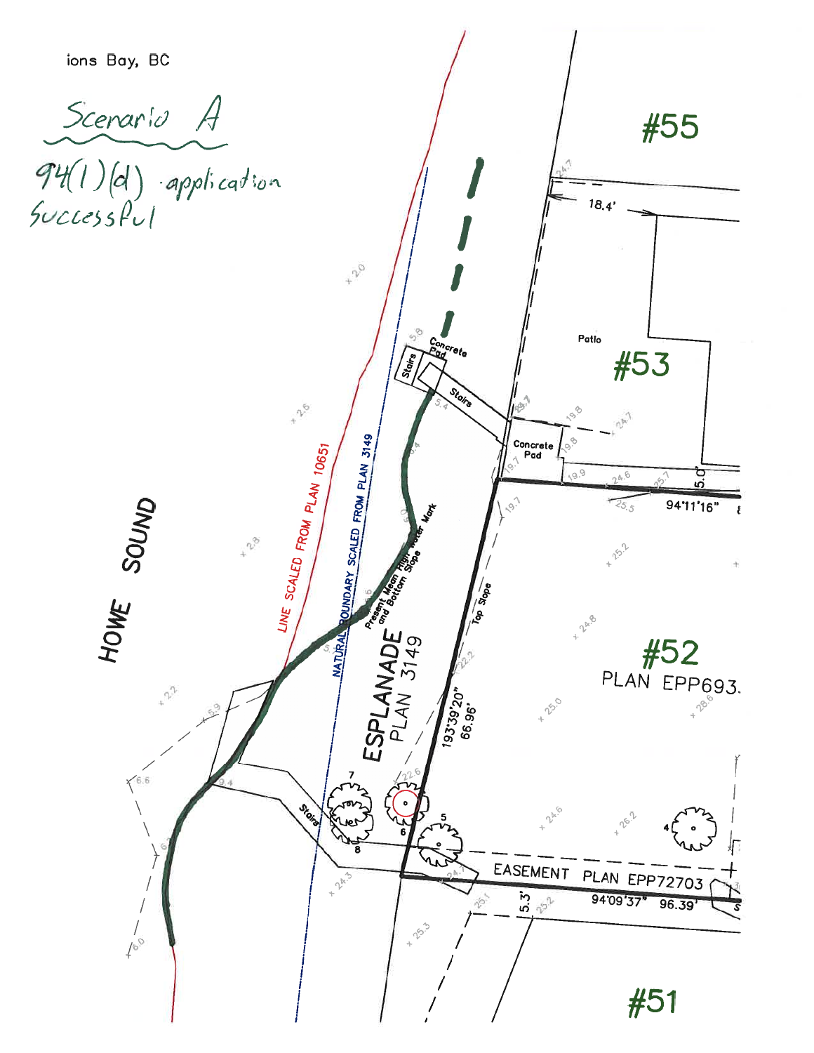ions Bay, BC

Scenario A

94(1)(d) application successful

#55

18.4'

Patio

#53

Concrete Pad

Stairs

Stairs

Concrete Pad

5.0'

94°11'16"

HOWE SOUND

LINE SCALED FROM PLAN 10651

NATURAL BOUNDARY SCALED FROM PLAN 3149

Present Mean High Water Mark and Bottom Slope

Top Slope

ESPLANADE PLAN 3149

193°39'20" 66.96'

#52

PLAN EPP693.

Stairs

EASEMENT PLAN EPP72703

94°09'37" 96.39'

5.3'

#51

x 2.0

x 2.6

x 2.8

x 2.2

5.8

5.4

19.7

19.8

19.8

24.7

24.7

19.7

19.9

24.6

25.7

25.5

19.7

25.2

24.8

22.2

25.0

28.6

22.6

24.6

26.2

24.7

25.1

25.2

24.3

25.3

5.9

6.6

6.0

6.0

7

6

8

5

4